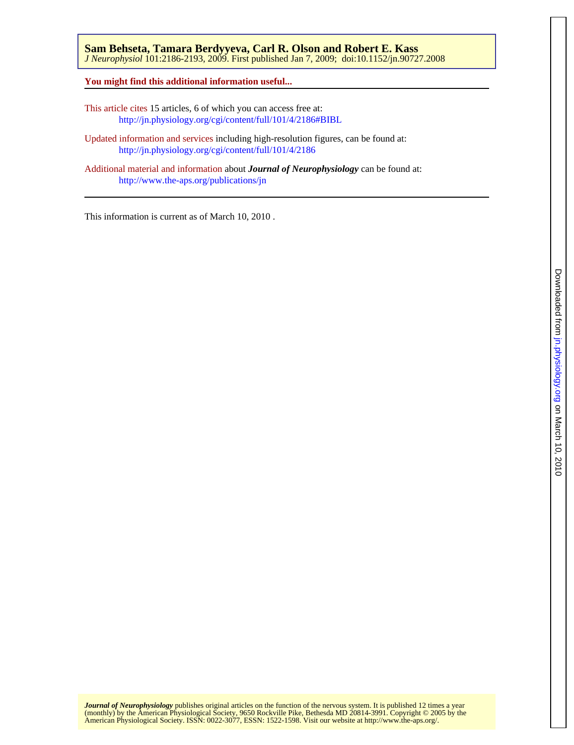**Sam Behseta, Tamara Berdyyeva, Carl R. Olson and Robert E. Kass**
*J Neurophysiol* 101:2186-2193, 2009. First published Jan 7, 2009; doi:10.1152/jn.90727.2008

**You might find this additional information useful...**

This article cites 15 articles, 6 of which you can access free at:
http://jn.physiology.org/cgi/content/full/101/4/2186#BIBL

Updated information and services including high-resolution figures, can be found at:
http://jn.physiology.org/cgi/content/full/101/4/2186

Additional material and information about ***Journal of Neurophysiology*** can be found at:
http://www.the-aps.org/publications/jn

This information is current as of March 10, 2010 .

***Journal of Neurophysiology*** publishes original articles on the function of the nervous system. It is published 12 times a year (monthly) by the American Physiological Society, 9650 Rockville Pike, Bethesda MD 20814-3991. Copyright © 2005 by the American Physiological Society. ISSN: 0022-3077, ESSN: 1522-1598. Visit our website at http://www.the-aps.org/.

Downloaded from jn.physiology.org on March 10, 2010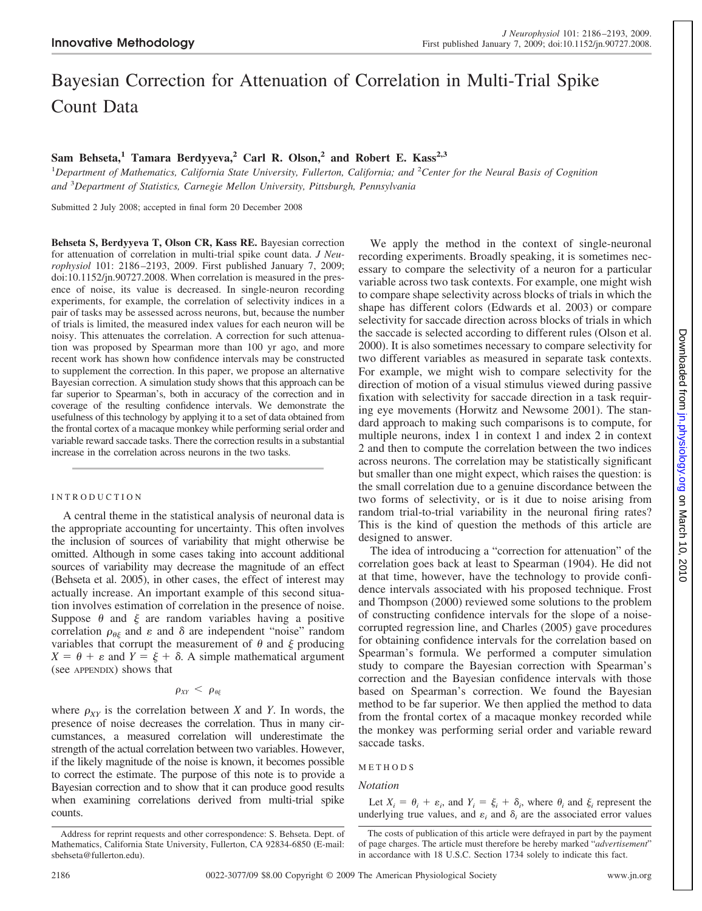# Bayesian Correction for Attenuation of Correlation in Multi-Trial Spike Count Data

**Sam Behseta,[1] Tamara Berdyyeva,[2] Carl R. Olson,[2] and Robert E. Kass[2,3]**

[1]Department of Mathematics, California State University, Fullerton, California; and [2]Center for the Neural Basis of Cognition and [3]Department of Statistics, Carnegie Mellon University, Pittsburgh, Pennsylvania

Submitted 2 July 2008; accepted in final form 20 December 2008

**Behseta S, Berdyyeva T, Olson CR, Kass RE.** Bayesian correction for attenuation of correlation in multi-trial spike count data. *J Neurophysiol* 101: 2186–2193, 2009. First published January 7, 2009; doi:10.1152/jn.90727.2008. When correlation is measured in the presence of noise, its value is decreased. In single-neuron recording experiments, for example, the correlation of selectivity indices in a pair of tasks may be assessed across neurons, but, because the number of trials is limited, the measured index values for each neuron will be noisy. This attenuates the correlation. A correction for such attenuation was proposed by Spearman more than 100 yr ago, and more recent work has shown how confidence intervals may be constructed to supplement the correction. In this paper, we propose an alternative Bayesian correction. A simulation study shows that this approach can be far superior to Spearman's, both in accuracy of the correction and in coverage of the resulting confidence intervals. We demonstrate the usefulness of this technology by applying it to a set of data obtained from the frontal cortex of a macaque monkey while performing serial order and variable reward saccade tasks. There the correction results in a substantial increase in the correlation across neurons in the two tasks.

## INTRODUCTION

A central theme in the statistical analysis of neuronal data is the appropriate accounting for uncertainty. This often involves the inclusion of sources of variability that might otherwise be omitted. Although in some cases taking into account additional sources of variability may decrease the magnitude of an effect (Behseta et al. 2005), in other cases, the effect of interest may actually increase. An important example of this second situation involves estimation of correlation in the presence of noise. Suppose $\theta$ and $\xi$ are random variables having a positive correlation $\rho_{\theta\xi}$ and $\varepsilon$ and $\delta$ are independent "noise" random variables that corrupt the measurement of $\theta$ and $\xi$ producing $X = \theta + \varepsilon$ and $Y = \xi + \delta$. A simple mathematical argument (see APPENDIX) shows that

$$\rho_{XY} < \rho_{\theta\xi}$$

where $\rho_{XY}$ is the correlation between $X$ and $Y$. In words, the presence of noise decreases the correlation. Thus in many circumstances, a measured correlation will underestimate the strength of the actual correlation between two variables. However, if the likely magnitude of the noise is known, it becomes possible to correct the estimate. The purpose of this note is to provide a Bayesian correction and to show that it can produce good results when examining correlations derived from multi-trial spike counts.

We apply the method in the context of single-neuronal recording experiments. Broadly speaking, it is sometimes necessary to compare the selectivity of a neuron for a particular variable across two task contexts. For example, one might wish to compare shape selectivity across blocks of trials in which the shape has different colors (Edwards et al. 2003) or compare selectivity for saccade direction across blocks of trials in which the saccade is selected according to different rules (Olson et al. 2000). It is also sometimes necessary to compare selectivity for two different variables as measured in separate task contexts. For example, we might wish to compare selectivity for the direction of motion of a visual stimulus viewed during passive fixation with selectivity for saccade direction in a task requiring eye movements (Horwitz and Newsome 2001). The standard approach to making such comparisons is to compute, for multiple neurons, index 1 in context 1 and index 2 in context 2 and then to compute the correlation between the two indices across neurons. The correlation may be statistically significant but smaller than one might expect, which raises the question: is the small correlation due to a genuine discordance between the two forms of selectivity, or is it due to noise arising from random trial-to-trial variability in the neuronal firing rates? This is the kind of question the methods of this article are designed to answer.

The idea of introducing a "correction for attenuation" of the correlation goes back at least to Spearman (1904). He did not at that time, however, have the technology to provide confidence intervals associated with his proposed technique. Frost and Thompson (2000) reviewed some solutions to the problem of constructing confidence intervals for the slope of a noise-corrupted regression line, and Charles (2005) gave procedures for obtaining confidence intervals for the correlation based on Spearman's formula. We performed a computer simulation study to compare the Bayesian correction with Spearman's correction and the Bayesian confidence intervals with those based on Spearman's correction. We found the Bayesian method to be far superior. We then applied the method to data from the frontal cortex of a macaque monkey recorded while the monkey was performing serial order and variable reward saccade tasks.

## METHODS

### *Notation*

Let $X_i = \theta_i + \varepsilon_i$, and $Y_i = \xi_i + \delta_i$, where $\theta_i$ and $\xi_i$ represent the underlying true values, and $\varepsilon_i$ and $\delta_i$ are the associated error values

---

Address for reprint requests and other correspondence: S. Behseta. Dept. of Mathematics, California State University, Fullerton, CA 92834-6850 (E-mail: sbehseta@fullerton.edu).

The costs of publication of this article were defrayed in part by the payment of page charges. The article must therefore be hereby marked "*advertisement*" in accordance with 18 U.S.C. Section 1734 solely to indicate this fact.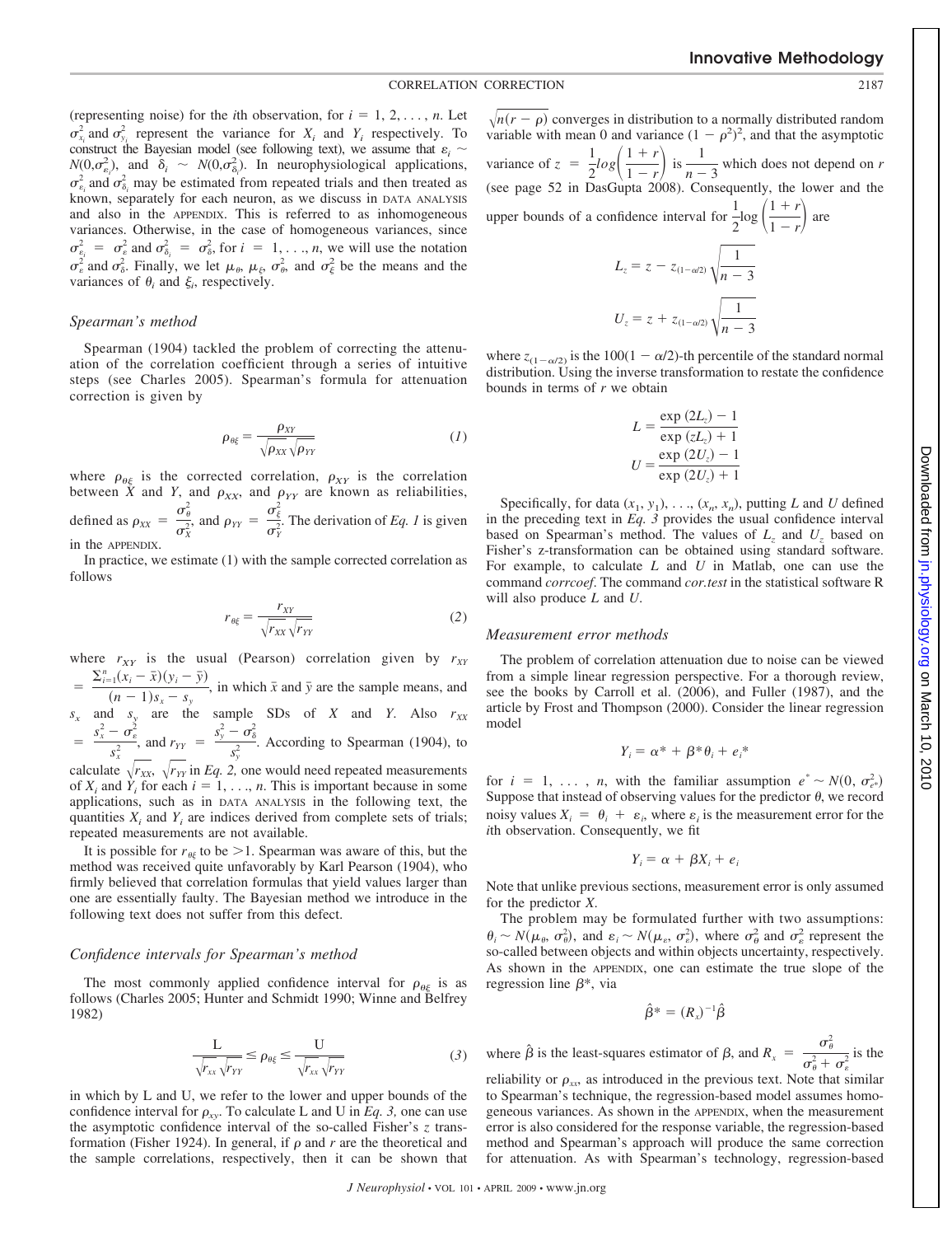(representing noise) for the $i$th observation, for $i = 1, 2, \ldots, n$. Let $\sigma^2_{x_i}$ and $\sigma^2_{y_i}$ represent the variance for $X_i$ and $Y_i$ respectively. To construct the Bayesian model (see following text), we assume that $\varepsilon_i \sim N(0,\sigma^2_{\varepsilon_i})$, and $\delta_i \sim N(0,\sigma^2_{\delta_i})$. In neurophysiological applications, $\sigma^2_{\varepsilon_i}$ and $\sigma^2_{\delta_i}$ may be estimated from repeated trials and then treated as known, separately for each neuron, as we discuss in DATA ANALYSIS and also in the APPENDIX. This is referred to as inhomogeneous variances. Otherwise, in the case of homogeneous variances, since $\sigma^2_{\varepsilon_i} = \sigma^2_{\varepsilon}$ and $\sigma^2_{\delta_i} = \sigma^2_{\delta}$, for $i = 1, \ldots, n$, we will use the notation $\sigma^2_{\varepsilon}$ and $\sigma^2_{\delta}$. Finally, we let $\mu_\theta$, $\mu_\xi$, $\sigma^2_\theta$, and $\sigma^2_\xi$ be the means and the variances of $\theta_i$ and $\xi_i$, respectively.

### *Spearman's method*

Spearman (1904) tackled the problem of correcting the attenuation of the correlation coefficient through a series of intuitive steps (see Charles 2005). Spearman's formula for attenuation correction is given by

$$\rho_{\theta\xi} = \frac{\rho_{XY}}{\sqrt{\rho_{XX}}\sqrt{\rho_{YY}}} \tag{1}$$

where $\rho_{\theta\xi}$ is the corrected correlation, $\rho_{XY}$ is the correlation between $X$ and $Y$, and $\rho_{XX}$, and $\rho_{YY}$ are known as reliabilities, defined as $\rho_{XX} = \dfrac{\sigma^2_\theta}{\sigma^2_X}$, and $\rho_{YY} = \dfrac{\sigma^2_\xi}{\sigma^2_Y}$. The derivation of *Eq. 1* is given in the APPENDIX.

In practice, we estimate (1) with the sample corrected correlation as follows

$$r_{\theta\xi} = \frac{r_{XY}}{\sqrt{r_{XX}}\sqrt{r_{YY}}} \tag{2}$$

where $r_{XY}$ is the usual (Pearson) correlation given by $r_{XY} = \dfrac{\sum_{i=1}^{n}(x_i - \bar{x})(y_i - \bar{y})}{(n-1)s_x - s_y}$, in which $\bar{x}$ and $\bar{y}$ are the sample means, and $s_x$ and $s_y$ are the sample SDs of $X$ and $Y$. Also $r_{XX} = \dfrac{s_x^2 - \sigma^2_\varepsilon}{s_x^2}$, and $r_{YY} = \dfrac{s_y^2 - \sigma^2_\delta}{s_y^2}$. According to Spearman (1904), to calculate $\sqrt{r_{XX}}$, $\sqrt{r_{YY}}$ in *Eq. 2,* one would need repeated measurements of $X_i$ and $Y_i$ for each $i = 1, \ldots, n$. This is important because in some applications, such as in DATA ANALYSIS in the following text, the quantities $X_i$ and $Y_i$ are indices derived from complete sets of trials; repeated measurements are not available.

It is possible for $r_{\theta\xi}$ to be $>1$. Spearman was aware of this, but the method was received quite unfavorably by Karl Pearson (1904), who firmly believed that correlation formulas that yield values larger than one are essentially faulty. The Bayesian method we introduce in the following text does not suffer from this defect.

### *Confidence intervals for Spearman's method*

The most commonly applied confidence interval for $\rho_{\theta\xi}$ is as follows (Charles 2005; Hunter and Schmidt 1990; Winne and Belfrey 1982)

$$\frac{\mathrm{L}}{\sqrt{r_{xx}}\sqrt{r_{YY}}} \leq \rho_{\theta\xi} \leq \frac{\mathrm{U}}{\sqrt{r_{xx}}\sqrt{r_{YY}}} \tag{3}$$

in which L and U, we refer to the lower and upper bounds of the confidence interval for $\rho_{xy}$. To calculate L and U in *Eq. 3,* one can use the asymptotic confidence interval of the so-called Fisher's $z$ transformation (Fisher 1924). In general, if $\rho$ and $r$ are the theoretical and the sample correlations, respectively, then it can be shown that $\sqrt{n(r-\rho)}$ converges in distribution to a normally distributed random variable with mean 0 and variance $(1-\rho^2)^2$, and that the asymptotic variance of $z = \dfrac{1}{2}log\left(\dfrac{1+r}{1-r}\right)$ is $\dfrac{1}{n-3}$ which does not depend on $r$ (see page 52 in DasGupta 2008). Consequently, the lower and the upper bounds of a confidence interval for $\dfrac{1}{2}\log\left(\dfrac{1+r}{1-r}\right)$ are

$$L_z = z - z_{(1-\alpha/2)}\sqrt{\frac{1}{n-3}}$$

$$U_z = z + z_{(1-\alpha/2)}\sqrt{\frac{1}{n-3}}$$

where $z_{(1-\alpha/2)}$ is the $100(1-\alpha/2)$-th percentile of the standard normal distribution. Using the inverse transformation to restate the confidence bounds in terms of $r$ we obtain

$$L = \frac{\exp(2L_z) - 1}{\exp(zL_z) + 1}$$

$$U = \frac{\exp(2U_z) - 1}{\exp(2U_z) + 1}$$

Specifically, for data $(x_1, y_1), \ldots, (x_n, x_n)$, putting $L$ and $U$ defined in the preceding text in *Eq. 3* provides the usual confidence interval based on Spearman's method. The values of $L_z$ and $U_z$ based on Fisher's z-transformation can be obtained using standard software. For example, to calculate $L$ and $U$ in Matlab, one can use the command *corrcoef*. The command *cor.test* in the statistical software R will also produce $L$ and $U$.

### *Measurement error methods*

The problem of correlation attenuation due to noise can be viewed from a simple linear regression perspective. For a thorough review, see the books by Carroll et al. (2006), and Fuller (1987), and the article by Frost and Thompson (2000). Consider the linear regression model

$$Y_i = \alpha^* + \beta^*\theta_i + e_i^*$$

for $i = 1, \ldots, n$, with the familiar assumption $e^* \sim N(0, \sigma^2_{e^*})$ Suppose that instead of observing values for the predictor $\theta$, we record noisy values $X_i = \theta_i + \varepsilon_i$, where $\varepsilon_i$ is the measurement error for the $i$th observation. Consequently, we fit

$$Y_i = \alpha + \beta X_i + e_i$$

Note that unlike previous sections, measurement error is only assumed for the predictor $X$.

The problem may be formulated further with two assumptions: $\theta_i \sim N(\mu_\theta, \sigma^2_\theta)$, and $\varepsilon_i \sim N(\mu_\varepsilon, \sigma^2_\varepsilon)$, where $\sigma^2_\theta$ and $\sigma^2_\varepsilon$ represent the so-called between objects and within objects uncertainty, respectively. As shown in the APPENDIX, one can estimate the true slope of the regression line $\beta^*$, via

$$\hat{\beta}^* = (R_x)^{-1}\hat{\beta}$$

where $\hat{\beta}$ is the least-squares estimator of $\beta$, and $R_x = \dfrac{\sigma^2_\theta}{\sigma^2_\theta + \sigma^2_\varepsilon}$ is the reliability or $\rho_{xx}$, as introduced in the previous text. Note that similar to Spearman's technique, the regression-based model assumes homogeneous variances. As shown in the APPENDIX, when the measurement error is also considered for the response variable, the regression-based method and Spearman's approach will produce the same correction for attenuation. As with Spearman's technology, regression-based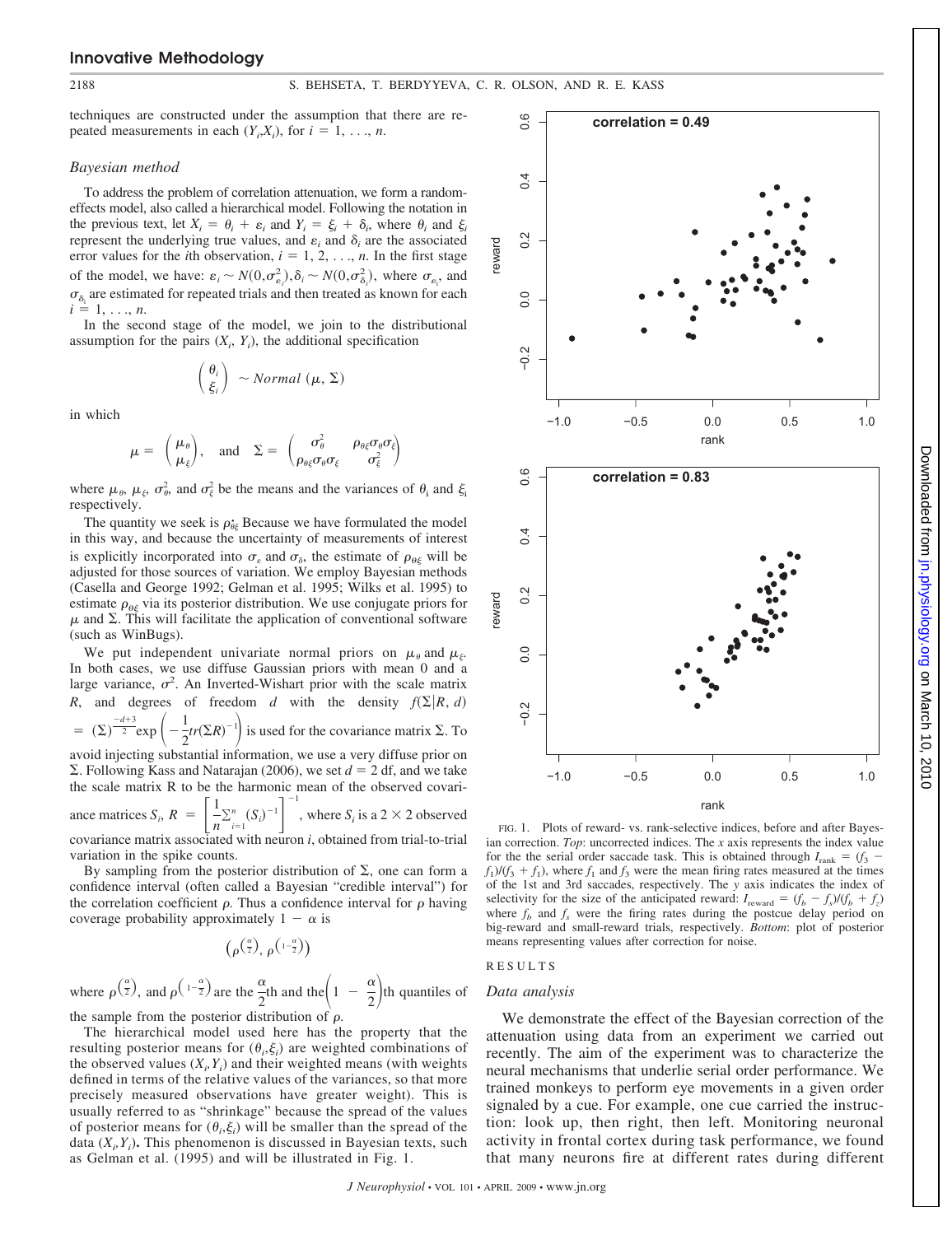techniques are constructed under the assumption that there are repeated measurements in each $(Y_i, X_i)$, for $i = 1, \ldots, n$.

### *Bayesian method*

To address the problem of correlation attenuation, we form a random-effects model, also called a hierarchical model. Following the notation in the previous text, let $X_i = \theta_i + \varepsilon_i$ and $Y_i = \xi_i + \delta_i$, where $\theta_i$ and $\xi_i$ represent the underlying true values, and $\varepsilon_i$ and $\delta_i$ are the associated error values for the $i$th observation, $i = 1, 2, \ldots, n$. In the first stage of the model, we have: $\varepsilon_i \sim N(0, \sigma^2_{\varepsilon_i}), \delta_i \sim N(0, \sigma^2_{\delta_i})$, where $\sigma_{\varepsilon_i}$, and $\sigma_{\delta_i}$ are estimated for repeated trials and then treated as known for each $i = 1, \ldots, n$.

In the second stage of the model, we join to the distributional assumption for the pairs $(X_i, Y_i)$, the additional specification

$$\begin{pmatrix} \theta_i \\ \xi_i \end{pmatrix} \sim Normal\ (\mu, \Sigma)$$

in which

$$\mu = \begin{pmatrix} \mu_\theta \\ \mu_\xi \end{pmatrix}, \quad \text{and} \quad \Sigma = \begin{pmatrix} \sigma^2_\theta & \rho_{\theta\xi}\sigma_\theta\sigma_\xi \\ \rho_{\theta\xi}\sigma_\theta\sigma_\xi & \sigma^2_\xi \end{pmatrix}$$

where $\mu_\theta$, $\mu_\xi$, $\sigma^2_\theta$, and $\sigma^2_\xi$ be the means and the variances of $\theta_i$ and $\xi_i$ respectively.

The quantity we seek is $\rho_{\theta\xi}$. Because we have formulated the model in this way, and because the uncertainty of measurements of interest is explicitly incorporated into $\sigma_\varepsilon$ and $\sigma_\delta$, the estimate of $\rho_{\theta\xi}$ will be adjusted for those sources of variation. We employ Bayesian methods (Casella and George 1992; Gelman et al. 1995; Wilks et al. 1995) to estimate $\rho_{\theta\xi}$ via its posterior distribution. We use conjugate priors for $\mu$ and $\Sigma$. This will facilitate the application of conventional software (such as WinBugs).

We put independent univariate normal priors on $\mu_\theta$ and $\mu_\xi$. In both cases, we use diffuse Gaussian priors with mean 0 and a large variance, $\sigma^2$. An Inverted-Wishart prior with the scale matrix $R$, and degrees of freedom $d$ with the density $f(\Sigma|R, d) = (\Sigma)^{\frac{-d+3}{2}} \exp\left(-\frac{1}{2}tr(\Sigma R)^{-1}\right)$ is used for the covariance matrix $\Sigma$. To avoid injecting substantial information, we use a very diffuse prior on $\Sigma$. Following Kass and Natarajan (2006), we set $d = 2$ df, and we take the scale matrix R to be the harmonic mean of the observed covariance matrices $S_i$, $R = \left[\frac{1}{n}\sum_{i=1}^{n}(S_i)^{-1}\right]^{-1}$, where $S_i$ is a $2 \times 2$ observed covariance matrix associated with neuron $i$, obtained from trial-to-trial variation in the spike counts.

By sampling from the posterior distribution of $\Sigma$, one can form a confidence interval (often called a Bayesian "credible interval") for the correlation coefficient $\rho$. Thus a confidence interval for $\rho$ having coverage probability approximately $1 - \alpha$ is

$$\left(\rho^{\left(\frac{\alpha}{2}\right)}, \rho^{\left(1-\frac{\alpha}{2}\right)}\right)$$

where $\rho^{\left(\frac{\alpha}{2}\right)}$, and $\rho^{\left(1-\frac{\alpha}{2}\right)}$ are the $\frac{\alpha}{2}$th and the$\left(1 - \frac{\alpha}{2}\right)$th quantiles of the sample from the posterior distribution of $\rho$.

The hierarchical model used here has the property that the resulting posterior means for $(\theta_i, \xi_i)$ are weighted combinations of the observed values $(X_i, Y_i)$ and their weighted means (with weights defined in terms of the relative values of the variances, so that more precisely measured observations have greater weight). This is usually referred to as "shrinkage" because the spread of the values of posterior means for $(\theta_i, \xi_i)$ will be smaller than the spread of the data $(X_i, Y_i)$. This phenomenon is discussed in Bayesian texts, such as Gelman et al. (1995) and will be illustrated in Fig. 1.

FIG. 1. Plots of reward- vs. rank-selective indices, before and after Bayesian correction. *Top*: uncorrected indices. The *x* axis represents the index value for the serial order saccade task. This is obtained through $I_{\text{rank}} = (f_3 - f_1)/(f_3 + f_1)$, where $f_1$ and $f_3$ were the mean firing rates measured at the times of the 1st and 3rd saccades, respectively. The *y* axis indicates the index of selectivity for the size of the anticipated reward: $I_{\text{reward}} = (f_b - f_s)/(f_b + f_z)$ where $f_b$ and $f_s$ were the firing rates during the postcue delay period on big-reward and small-reward trials, respectively. *Bottom*: plot of posterior means representing values after correction for noise.

## RESULTS

### *Data analysis*

We demonstrate the effect of the Bayesian correction of the attenuation using data from an experiment we carried out recently. The aim of the experiment was to characterize the neural mechanisms that underlie serial order performance. We trained monkeys to perform eye movements in a given order signaled by a cue. For example, one cue carried the instruction: look up, then right, then left. Monitoring neuronal activity in frontal cortex during task performance, we found that many neurons fire at different rates during different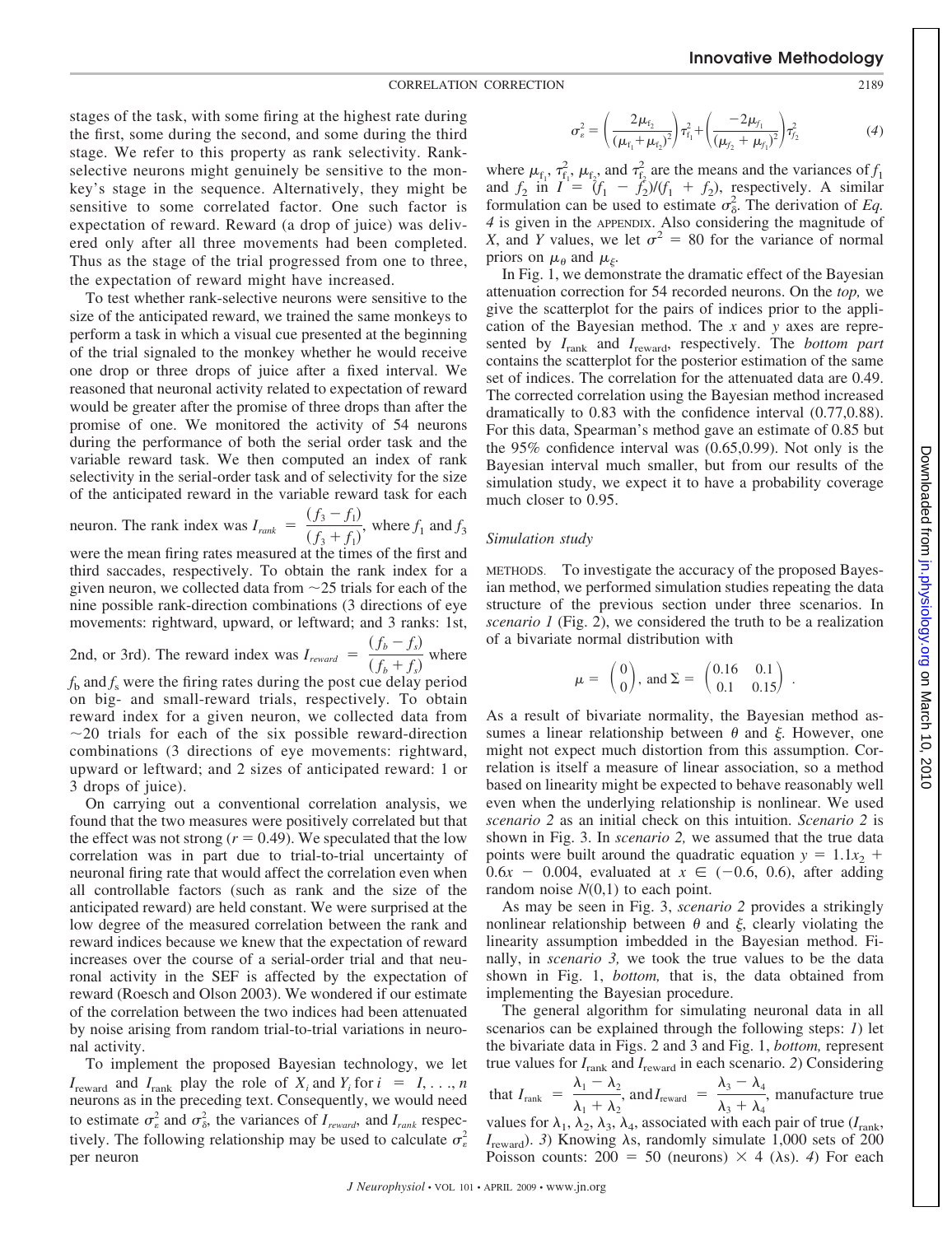stages of the task, with some firing at the highest rate during the first, some during the second, and some during the third stage. We refer to this property as rank selectivity. Rank-selective neurons might genuinely be sensitive to the monkey's stage in the sequence. Alternatively, they might be sensitive to some correlated factor. One such factor is expectation of reward. Reward (a drop of juice) was delivered only after all three movements had been completed. Thus as the stage of the trial progressed from one to three, the expectation of reward might have increased.

To test whether rank-selective neurons were sensitive to the size of the anticipated reward, we trained the same monkeys to perform a task in which a visual cue presented at the beginning of the trial signaled to the monkey whether he would receive one drop or three drops of juice after a fixed interval. We reasoned that neuronal activity related to expectation of reward would be greater after the promise of three drops than after the promise of one. We monitored the activity of 54 neurons during the performance of both the serial order task and the variable reward task. We then computed an index of rank selectivity in the serial-order task and of selectivity for the size of the anticipated reward in the variable reward task for each neuron. The rank index was $I_{rank} = \frac{(f_3 - f_1)}{(f_3 + f_1)}$, where $f_1$ and $f_3$ were the mean firing rates measured at the times of the first and third saccades, respectively. To obtain the rank index for a given neuron, we collected data from ~25 trials for each of the nine possible rank-direction combinations (3 directions of eye movements: rightward, upward, or leftward; and 3 ranks: 1st, 2nd, or 3rd). The reward index was $I_{reward} = \frac{(f_b - f_s)}{(f_b + f_s)}$ where $f_b$ and $f_s$ were the firing rates during the post cue delay period on big- and small-reward trials, respectively. To obtain reward index for a given neuron, we collected data from ~20 trials for each of the six possible reward-direction combinations (3 directions of eye movements: rightward, upward or leftward; and 2 sizes of anticipated reward: 1 or 3 drops of juice).

On carrying out a conventional correlation analysis, we found that the two measures were positively correlated but that the effect was not strong ($r = 0.49$). We speculated that the low correlation was in part due to trial-to-trial uncertainty of neuronal firing rate that would affect the correlation even when all controllable factors (such as rank and the size of the anticipated reward) are held constant. We were surprised at the low degree of the measured correlation between the rank and reward indices because we knew that the expectation of reward increases over the course of a serial-order trial and that neuronal activity in the SEF is affected by the expectation of reward (Roesch and Olson 2003). We wondered if our estimate of the correlation between the two indices had been attenuated by noise arising from random trial-to-trial variations in neuronal activity.

To implement the proposed Bayesian technology, we let $I_{\text{reward}}$ and $I_{\text{rank}}$ play the role of $X_i$ and $Y_i$ for $i = I, \ldots, n$ neurons as in the preceding text. Consequently, we would need to estimate $\sigma_\varepsilon^2$ and $\sigma_\delta^2$, the variances of $I_{reward}$, and $I_{rank}$ respectively. The following relationship may be used to calculate $\sigma_\varepsilon^2$ per neuron

$$\sigma_\varepsilon^2 = \left(\frac{2\mu_{f_2}}{(\mu_{f_1}+\mu_{f_2})^2}\right)\tau_{f_1}^2 + \left(\frac{-2\mu_{f_1}}{(\mu_{f_2}+\mu_{f_1})^2}\right)\tau_{f_2}^2 \tag{4}$$

where $\mu_{f_1}$, $\tau_{f_1}^2$, $\mu_{f_2}$, and $\tau_{f_2}^2$ are the means and the variances of $f_1$ and $f_2$ in $I = (f_1 - f_2)/(f_1 + f_2)$, respectively. A similar formulation can be used to estimate $\sigma_\delta^2$. The derivation of *Eq. 4* is given in the APPENDIX. Also considering the magnitude of $X$, and $Y$ values, we let $\sigma^2 = 80$ for the variance of normal priors on $\mu_\theta$ and $\mu_\xi$.

In Fig. 1, we demonstrate the dramatic effect of the Bayesian attenuation correction for 54 recorded neurons. On the *top,* we give the scatterplot for the pairs of indices prior to the application of the Bayesian method. The $x$ and $y$ axes are represented by $I_{\text{rank}}$ and $I_{\text{reward}}$, respectively. The *bottom part* contains the scatterplot for the posterior estimation of the same set of indices. The correlation for the attenuated data are 0.49. The corrected correlation using the Bayesian method increased dramatically to 0.83 with the confidence interval (0.77,0.88). For this data, Spearman's method gave an estimate of 0.85 but the 95% confidence interval was (0.65,0.99). Not only is the Bayesian interval much smaller, but from our results of the simulation study, we expect it to have a probability coverage much closer to 0.95.

### *Simulation study*

METHODS. To investigate the accuracy of the proposed Bayesian method, we performed simulation studies repeating the data structure of the previous section under three scenarios. In *scenario 1* (Fig. 2), we considered the truth to be a realization of a bivariate normal distribution with

$$\mu = \begin{pmatrix} 0 \\ 0 \end{pmatrix}, \text{ and } \Sigma = \begin{pmatrix} 0.16 & 0.1 \\ 0.1 & 0.15 \end{pmatrix}.$$

As a result of bivariate normality, the Bayesian method assumes a linear relationship between $\theta$ and $\xi$. However, one might not expect much distortion from this assumption. Correlation is itself a measure of linear association, so a method based on linearity might be expected to behave reasonably well even when the underlying relationship is nonlinear. We used *scenario 2* as an initial check on this intuition. *Scenario 2* is shown in Fig. 3. In *scenario 2,* we assumed that the true data points were built around the quadratic equation $y = 1.1x_2 + 0.6x - 0.004$, evaluated at $x \in (-0.6, 0.6)$, after adding random noise $N(0,1)$ to each point.

As may be seen in Fig. 3, *scenario 2* provides a strikingly nonlinear relationship between $\theta$ and $\xi$, clearly violating the linearity assumption imbedded in the Bayesian method. Finally, in *scenario 3,* we took the true values to be the data shown in Fig. 1, *bottom,* that is, the data obtained from implementing the Bayesian procedure.

The general algorithm for simulating neuronal data in all scenarios can be explained through the following steps: *1*) let the bivariate data in Figs. 2 and 3 and Fig. 1, *bottom,* represent true values for $I_{\text{rank}}$ and $I_{\text{reward}}$ in each scenario. *2*) Considering that $I_{\text{rank}} = \frac{\lambda_1 - \lambda_2}{\lambda_1 + \lambda_2}$, and $I_{\text{reward}} = \frac{\lambda_3 - \lambda_4}{\lambda_3 + \lambda_4}$, manufacture true values for $\lambda_1$, $\lambda_2$, $\lambda_3$, $\lambda_4$, associated with each pair of true ($I_{\text{rank}}$, $I_{\text{reward}}$). *3*) Knowing λs, randomly simulate 1,000 sets of 200 Poisson counts: 200 = 50 (neurons) × 4 (λs). *4*) For each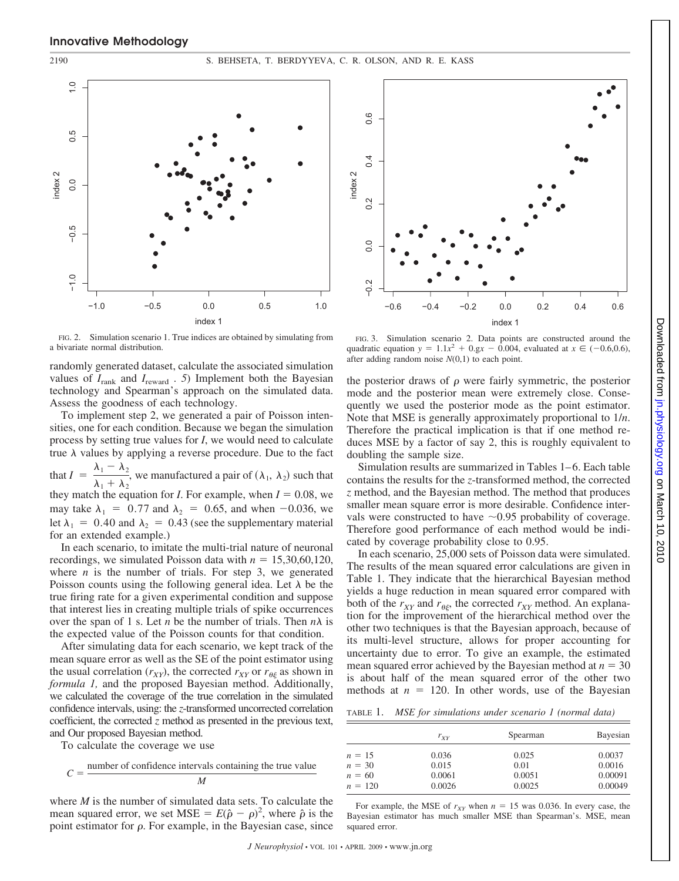FIG. 2. Simulation scenario 1. True indices are obtained by simulating from a bivariate normal distribution.

FIG. 3. Simulation scenario 2. Data points are constructed around the quadratic equation $y = 1.1x^2 + 0.gx - 0.004$, evaluated at $x \in (-0.6,0.6)$, after adding random noise $N(0,1)$ to each point.

randomly generated dataset, calculate the associated simulation values of $I_{\text{rank}}$ and $I_{\text{reward}}$ . *5*) Implement both the Bayesian technology and Spearman's approach on the simulated data. Assess the goodness of each technology.

To implement step 2, we generated a pair of Poisson intensities, one for each condition. Because we began the simulation process by setting true values for *I*, we would need to calculate true $\lambda$ values by applying a reverse procedure. Due to the fact that $I = \dfrac{\lambda_1 - \lambda_2}{\lambda_1 + \lambda_2}$, we manufactured a pair of $(\lambda_1, \lambda_2)$ such that they match the equation for *I*. For example, when $I = 0.08$, we may take $\lambda_1 = 0.77$ and $\lambda_2 = 0.65$, and when $-0.036$, we let $\lambda_1 = 0.40$ and $\lambda_2 = 0.43$ (see the supplementary material for an extended example.)

In each scenario, to imitate the multi-trial nature of neuronal recordings, we simulated Poisson data with $n = 15,30,60,120$, where $n$ is the number of trials. For step 3, we generated Poisson counts using the following general idea. Let $\lambda$ be the true firing rate for a given experimental condition and suppose that interest lies in creating multiple trials of spike occurrences over the span of 1 s. Let $n$ be the number of trials. Then $n\lambda$ is the expected value of the Poisson counts for that condition.

After simulating data for each scenario, we kept track of the mean square error as well as the SE of the point estimator using the usual correlation ($r_{XY}$), the corrected $r_{XY}$ or $r_{\theta\xi}$ as shown in *formula 1,* and the proposed Bayesian method. Additionally, we calculated the coverage of the true correlation in the simulated confidence intervals, using: the *z*-transformed uncorrected correlation coefficient, the corrected *z* method as presented in the previous text, and Our proposed Bayesian method.

To calculate the coverage we use

$$C = \frac{\text{number of confidence intervals containing the true value}}{M}$$

where $M$ is the number of simulated data sets. To calculate the mean squared error, we set $\text{MSE} = E(\hat{\rho} - \rho)^2$, where $\hat{\rho}$ is the point estimator for $\rho$. For example, in the Bayesian case, since the posterior draws of $\rho$ were fairly symmetric, the posterior mode and the posterior mean were extremely close. Consequently we used the posterior mode as the point estimator. Note that MSE is generally approximately proportional to $1/n$. Therefore the practical implication is that if one method reduces MSE by a factor of say 2, this is roughly equivalent to doubling the sample size.

Simulation results are summarized in Tables 1–6. Each table contains the results for the *z*-transformed method, the corrected *z* method, and the Bayesian method. The method that produces smaller mean square error is more desirable. Confidence intervals were constructed to have ~0.95 probability of coverage. Therefore good performance of each method would be indicated by coverage probability close to 0.95.

In each scenario, 25,000 sets of Poisson data were simulated. The results of the mean squared error calculations are given in Table 1. They indicate that the hierarchical Bayesian method yields a huge reduction in mean squared error compared with both of the $r_{XY}$ and $r_{\theta\xi}$, the corrected $r_{XY}$ method. An explanation for the improvement of the hierarchical method over the other two techniques is that the Bayesian approach, because of its multi-level structure, allows for proper accounting for uncertainty due to error. To give an example, the estimated mean squared error achieved by the Bayesian method at $n = 30$ is about half of the mean squared error of the other two methods at $n = 120$. In other words, use of the Bayesian

TABLE 1. *MSE for simulations under scenario 1 (normal data)*

| | $r_{XY}$ | Spearman | Bayesian |
|---|---|---|---|
| $n = 15$ | 0.036 | 0.025 | 0.0037 |
| $n = 30$ | 0.015 | 0.01 | 0.0016 |
| $n = 60$ | 0.0061 | 0.0051 | 0.00091 |
| $n = 120$ | 0.0026 | 0.0025 | 0.00049 |

For example, the MSE of $r_{XY}$ when $n = 15$ was 0.036. In every case, the Bayesian estimator has much smaller MSE than Spearman's. MSE, mean squared error.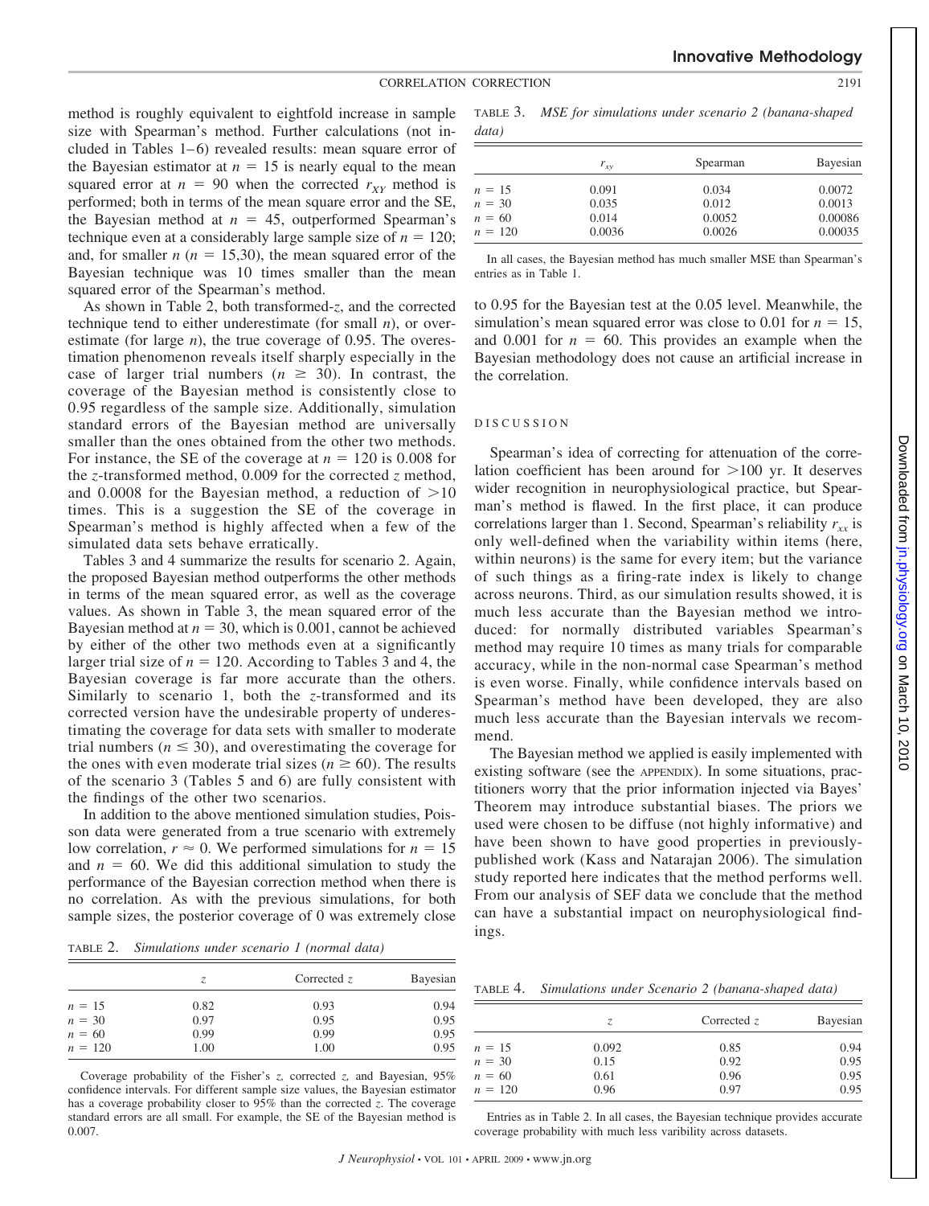method is roughly equivalent to eightfold increase in sample size with Spearman's method. Further calculations (not included in Tables 1–6) revealed results: mean square error of the Bayesian estimator at $n = 15$ is nearly equal to the mean squared error at $n = 90$ when the corrected $r_{XY}$ method is performed; both in terms of the mean square error and the SE, the Bayesian method at $n = 45$, outperformed Spearman's technique even at a considerably large sample size of $n = 120$; and, for smaller $n$ ($n = 15,30$), the mean squared error of the Bayesian technique was 10 times smaller than the mean squared error of the Spearman's method.

As shown in Table 2, both transformed-$z$, and the corrected technique tend to either underestimate (for small $n$), or overestimate (for large $n$), the true coverage of 0.95. The overestimation phenomenon reveals itself sharply especially in the case of larger trial numbers ($n \geq 30$). In contrast, the coverage of the Bayesian method is consistently close to 0.95 regardless of the sample size. Additionally, simulation standard errors of the Bayesian method are universally smaller than the ones obtained from the other two methods. For instance, the SE of the coverage at $n = 120$ is 0.008 for the $z$-transformed method, 0.009 for the corrected $z$ method, and 0.0008 for the Bayesian method, a reduction of $>10$ times. This is a suggestion the SE of the coverage in Spearman's method is highly affected when a few of the simulated data sets behave erratically.

Tables 3 and 4 summarize the results for scenario 2. Again, the proposed Bayesian method outperforms the other methods in terms of the mean squared error, as well as the coverage values. As shown in Table 3, the mean squared error of the Bayesian method at $n = 30$, which is 0.001, cannot be achieved by either of the other two methods even at a significantly larger trial size of $n = 120$. According to Tables 3 and 4, the Bayesian coverage is far more accurate than the others. Similarly to scenario 1, both the $z$-transformed and its corrected version have the undesirable property of underestimating the coverage for data sets with smaller to moderate trial numbers ($n \leq 30$), and overestimating the coverage for the ones with even moderate trial sizes ($n \geq 60$). The results of the scenario 3 (Tables 5 and 6) are fully consistent with the findings of the other two scenarios.

In addition to the above mentioned simulation studies, Poisson data were generated from a true scenario with extremely low correlation, $r \approx 0$. We performed simulations for $n = 15$ and $n = 60$. We did this additional simulation to study the performance of the Bayesian correction method when there is no correlation. As with the previous simulations, for both sample sizes, the posterior coverage of 0 was extremely close to 0.95 for the Bayesian test at the 0.05 level. Meanwhile, the simulation's mean squared error was close to 0.01 for $n = 15$, and 0.001 for $n = 60$. This provides an example when the Bayesian methodology does not cause an artificial increase in the correlation.

TABLE 2. *Simulations under scenario 1 (normal data)*

| | $z$ | Corrected $z$ | Bayesian |
|---|---|---|---|
| $n = 15$ | 0.82 | 0.93 | 0.94 |
| $n = 30$ | 0.97 | 0.95 | 0.95 |
| $n = 60$ | 0.99 | 0.99 | 0.95 |
| $n = 120$ | 1.00 | 1.00 | 0.95 |

Coverage probability of the Fisher's $z$, corrected $z$, and Bayesian, 95% confidence intervals. For different sample size values, the Bayesian estimator has a coverage probability closer to 95% than the corrected $z$. The coverage standard errors are all small. For example, the SE of the Bayesian method is 0.007.

TABLE 3. *MSE for simulations under scenario 2 (banana-shaped data)*

| | $r_{xy}$ | Spearman | Bayesian |
|---|---|---|---|
| $n = 15$ | 0.091 | 0.034 | 0.0072 |
| $n = 30$ | 0.035 | 0.012 | 0.0013 |
| $n = 60$ | 0.014 | 0.0052 | 0.00086 |
| $n = 120$ | 0.0036 | 0.0026 | 0.00035 |

In all cases, the Bayesian method has much smaller MSE than Spearman's entries as in Table 1.

## DISCUSSION

Spearman's idea of correcting for attenuation of the correlation coefficient has been around for $>100$ yr. It deserves wider recognition in neurophysiological practice, but Spearman's method is flawed. In the first place, it can produce correlations larger than 1. Second, Spearman's reliability $r_{xx}$ is only well-defined when the variability within items (here, within neurons) is the same for every item; but the variance of such things as a firing-rate index is likely to change across neurons. Third, as our simulation results showed, it is much less accurate than the Bayesian method we introduced: for normally distributed variables Spearman's method may require 10 times as many trials for comparable accuracy, while in the non-normal case Spearman's method is even worse. Finally, while confidence intervals based on Spearman's method have been developed, they are also much less accurate than the Bayesian intervals we recommend.

The Bayesian method we applied is easily implemented with existing software (see the APPENDIX). In some situations, practitioners worry that the prior information injected via Bayes' Theorem may introduce substantial biases. The priors we used were chosen to be diffuse (not highly informative) and have been shown to have good properties in previously-published work (Kass and Natarajan 2006). The simulation study reported here indicates that the method performs well. From our analysis of SEF data we conclude that the method can have a substantial impact on neurophysiological findings.

TABLE 4. *Simulations under Scenario 2 (banana-shaped data)*

| | $z$ | Corrected $z$ | Bayesian |
|---|---|---|---|
| $n = 15$ | 0.092 | 0.85 | 0.94 |
| $n = 30$ | 0.15 | 0.92 | 0.95 |
| $n = 60$ | 0.61 | 0.96 | 0.95 |
| $n = 120$ | 0.96 | 0.97 | 0.95 |

Entries as in Table 2. In all cases, the Bayesian technique provides accurate coverage probability with much less varibility across datasets.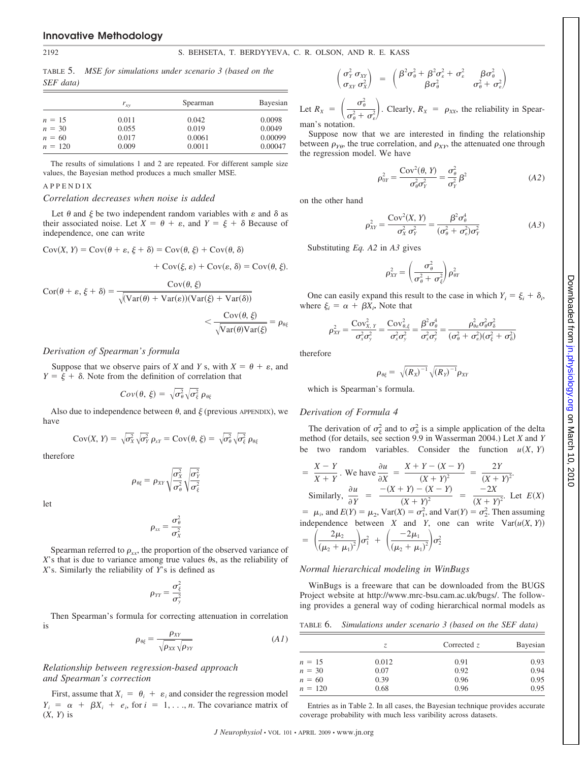TABLE 5. *MSE for simulations under scenario 3 (based on the SEF data)*

| | $r_{xy}$ | Spearman | Bayesian |
|---|---|---|---|
| $n$ = 15 | 0.011 | 0.042 | 0.0098 |
| $n$ = 30 | 0.055 | 0.019 | 0.0049 |
| $n$ = 60 | 0.017 | 0.0061 | 0.00099 |
| $n$ = 120 | 0.009 | 0.0011 | 0.00047 |

The results of simulations 1 and 2 are repeated. For different sample size values, the Bayesian method produces a much smaller MSE.

## APPENDIX

### *Correlation decreases when noise is added*

Let $\theta$ and $\xi$ be two independent random variables with $\varepsilon$ and $\delta$ as their associated noise. Let $X = \theta + \varepsilon$, and $Y = \xi + \delta$ Because of independence, one can write

$$\mathrm{Cov}(X, Y) = \mathrm{Cov}(\theta + \varepsilon, \xi + \delta) = \mathrm{Cov}(\theta, \xi) + \mathrm{Cov}(\theta, \delta) + \mathrm{Cov}(\xi, \varepsilon) + \mathrm{Cov}(\varepsilon, \delta) = \mathrm{Cov}(\theta, \xi).$$

$$\mathrm{Cor}(\theta + \varepsilon, \xi + \delta) = \frac{\mathrm{Cov}(\theta, \xi)}{\sqrt{(\mathrm{Var}(\theta) + \mathrm{Var}(\varepsilon))(\mathrm{Var}(\xi) + \mathrm{Var}(\delta))}} < \frac{\mathrm{Cov}(\theta, \xi)}{\sqrt{\mathrm{Var}(\theta)\mathrm{Var}(\xi)}} = \rho_{\theta\xi}$$

### *Derivation of Spearman's formula*

Suppose that we observe pairs of $X$ and $Y$ s, with $X = \theta + \varepsilon$, and $Y = \xi + \delta$. Note from the definition of correlation that

$$Cov(\theta, \xi) = \sqrt{\sigma_\theta^2}\sqrt{\sigma_\xi^2}\,\rho_{\theta\xi}$$

Also due to independence between $\theta$, and $\xi$ (previous APPENDIX), we have

$$\mathrm{Cov}(X, Y) = \sqrt{\sigma_X^2}\sqrt{\sigma_Y^2}\,\rho_{xY} = \mathrm{Cov}(\theta, \xi) = \sqrt{\sigma_\theta^2}\sqrt{\sigma_\xi^2}\,\rho_{\theta\xi}$$

therefore

$$\rho_{\theta\xi} = \rho_{XY}\sqrt{\frac{\sigma_X^2}{\sigma_\theta^2}}\sqrt{\frac{\sigma_Y^2}{\sigma_\xi^2}}$$

let

$$\rho_{xx} = \frac{\sigma_\theta^2}{\sigma_X^2}$$

Spearman referred to $\rho_{xx}$, the proportion of the observed variance of $X$'s that is due to variance among true values $\theta$s, as the reliability of $X$'s. Similarly the reliability of $Y$'s is defined as

$$\rho_{YY} = \frac{\sigma_\xi^2}{\sigma_y^2}$$

Then Spearman's formula for correcting attenuation in correlation is

$$\rho_{\theta\xi} = \frac{\rho_{XY}}{\sqrt{\rho_{XX}}\sqrt{\rho_{YY}}} \tag{A1}$$

### *Relationship between regression-based approach and Spearman's correction*

First, assume that $X_i = \theta_i + \varepsilon_i$ and consider the regression model $Y_i = \alpha + \beta X_i + e_i$, for $i = 1, \ldots, n$. The covariance matrix of $(X, Y)$ is

$$\begin{pmatrix} \sigma_Y^2 & \sigma_{XY} \\ \sigma_{XY} & \sigma_X^2 \end{pmatrix} = \begin{pmatrix} \beta^2\sigma_\theta^2 + \beta^2\sigma_\varepsilon^2 + \sigma_\varepsilon^2 & \beta\sigma_\theta^2 \\ \beta\sigma_\theta^2 & \sigma_\theta^2 + \sigma_\varepsilon^2 \end{pmatrix}$$

Let $R_X = \left(\frac{\sigma_\theta^2}{\sigma_\theta^2 + \sigma_\varepsilon^2}\right)$. Clearly, $R_X = \rho_{XX}$, the reliability in Spearman's notation.

Suppose now that we are interested in finding the relationship between $\rho_{Y\theta}$, the true correlation, and $\rho_{XY}$, the attenuated one through the regression model. We have

$$\rho_{\theta Y}^2 = \frac{\mathrm{Cov}^2(\theta, Y)}{\sigma_\theta^2\sigma_Y^2} = \frac{\sigma_\theta^2}{\sigma_Y^2}\beta^2 \tag{A2}$$

on the other hand

$$\rho_{XY}^2 = \frac{\mathrm{Cov}^2(X, Y)}{\sigma_X^2\,\sigma_Y^2} = \frac{\beta^2\sigma_\theta^4}{(\sigma_\theta^2 + \sigma_\varepsilon^2)\sigma_Y^2} \tag{A3}$$

Substituting *Eq. A2* in *A3* gives

$$\rho_{XY}^2 = \left(\frac{\sigma_\theta^2}{\sigma_\theta^2 + \sigma_\xi^2}\right)\rho_{\theta Y}^2$$

One can easily expand this result to the case in which $Y_i = \xi_i + \delta_i$, where $\xi_i = \alpha + \beta X_i$. Note that

$$\rho_{XY}^2 = \frac{\mathrm{Cov}_{X,Y}^2}{\sigma_x^2\sigma_y^2} = \frac{\mathrm{Cov}_{\theta,\xi}^2}{\sigma_x^2\sigma_y^2} = \frac{\beta^2\sigma_\theta^4}{\sigma_x^2\sigma_y^2} = \frac{\rho_{\theta\varepsilon}^2\sigma_\theta^2\sigma_\delta^2}{(\sigma_\theta^2 + \sigma_\varepsilon^2)(\sigma_\xi^2 + \sigma_\delta^2)}$$

therefore

$$\rho_{\theta\xi} = \sqrt{(R_X)^{-1}}\sqrt{(R_Y)^{-1}}\rho_{XY}$$

which is Spearman's formula.

### *Derivation of Formula 4*

The derivation of $\sigma_\xi^2$ and to $\sigma_\delta^2$ is a simple application of the delta method (for details, see section 9.9 in Wasserman 2004.) Let $X$ and $Y$ be two random variables. Consider the function $u(X, Y) = \frac{X - Y}{X + Y}$. We have $\frac{\partial u}{\partial X} = \frac{X + Y - (X - Y)}{(X + Y)^2} = \frac{2Y}{(X + Y)^2}$. Similarly, $\frac{\partial u}{\partial Y} = \frac{-(X + Y) - (X - Y)}{(X + Y)^2} = \frac{-2X}{(X + Y)^2}$. Let $E(X) = \mu_i$, and $E(Y) = \mu_2$, $\mathrm{Var}(X) = \sigma_1^2$, and $\mathrm{Var}(Y) = \sigma_2^2$. Then assuming independence between $X$ and $Y$, one can write $\mathrm{Var}(u(X, Y)) = \left(\frac{2\mu_2}{(\mu_2 + \mu_1)^2}\right)\sigma_1^2 + \left(\frac{-2\mu_1}{(\mu_2 + \mu_1)^2}\right)\sigma_2^2$

### *Normal hierarchical modeling in WinBugs*

WinBugs is a freeware that can be downloaded from the BUGS Project website at http://www.mrc-bsu.cam.ac.uk/bugs/. The following provides a general way of coding hierarchical normal models as

TABLE 6. *Simulations under scenario 3 (based on the SEF data)*

| | $z$ | Corrected $z$ | Bayesian |
|---|---|---|---|
| $n$ = 15 | 0.012 | 0.91 | 0.93 |
| $n$ = 30 | 0.07 | 0.92 | 0.94 |
| $n$ = 60 | 0.39 | 0.96 | 0.95 |
| $n$ = 120 | 0.68 | 0.96 | 0.95 |

Entries as in Table 2. In all cases, the Bayesian technique provides accurate coverage probability with much less varibility across datasets.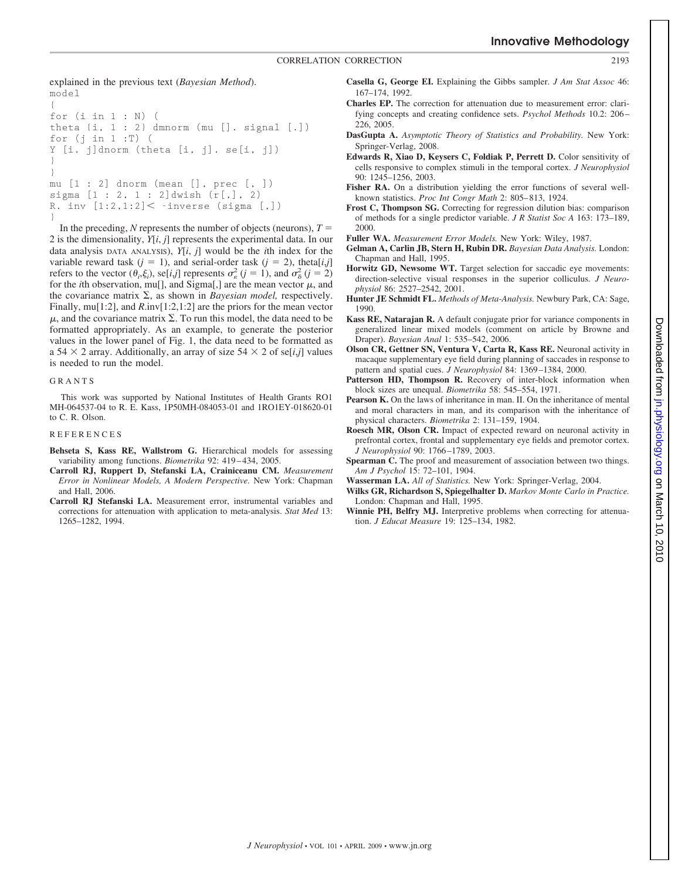explained in the previous text (*Bayesian Method*).

```
model
{
for (i in 1 : N) (
theta {i, 1 : 2} dmnorm (mu []. signal [.])
for (j in 1 :T) (
Y [i. j]dnorm (theta [i, j]. se[i, j])
}
}
mu [1 : 2] dnorm (mean [], prec [, ])
sigma [1 : 2, 1 : 2]dwish (r[,], 2)
R. inv [1:2,1:2]< -inverse (sigma [,])
}
```

In the preceding, $N$ represents the number of objects (neurons), $T = 2$ is the dimensionality, $Y[i, j]$ represents the experimental data. In our data analysis (DATA ANALYSIS), $Y[i, j]$ would be the $i$th index for the variable reward task ($j = 1$), and serial-order task ($j = 2$), theta[$i$,$j$] refers to the vector ($\theta_i$,$\xi_i$), se[$i$,$j$] represents $\sigma_\varepsilon^2$ ($j = 1$), and $\sigma_\delta^2$ ($j = 2$) for the $i$th observation, mu[], and Sigma[,] are the mean vector $\mu$, and the covariance matrix $\Sigma$, as shown in *Bayesian model,* respectively. Finally, mu[1:2], and $R$.inv[1:2,1:2] are the priors for the mean vector $\mu$, and the covariance matrix $\Sigma$. To run this model, the data need to be formatted appropriately. As an example, to generate the posterior values in the lower panel of Fig. 1, the data need to be formatted as a $54 \times 2$ array. Additionally, an array of size $54 \times 2$ of se[$i$,$j$] values is needed to run the model.

## GRANTS

This work was supported by National Institutes of Health Grants RO1 MH-064537-04 to R. E. Kass, 1P50MH-084053-01 and 1RO1EY-018620-01 to C. R. Olson.

## REFERENCES

**Behseta S, Kass RE, Wallstrom G.** Hierarchical models for assessing variability among functions. *Biometrika* 92: 419–434, 2005.

**Carroll RJ, Ruppert D, Stefanski LA, Crainiceanu CM.** *Measurement Error in Nonlinear Models, A Modern Perspective.* New York: Chapman and Hall, 2006.

**Carroll RJ Stefanski LA.** Measurement error, instrumental variables and corrections for attenuation with application to meta-analysis. *Stat Med* 13: 1265–1282, 1994.

**Casella G, George EI.** Explaining the Gibbs sampler. *J Am Stat Assoc* 46: 167–174, 1992.

**Charles EP.** The correction for attenuation due to measurement error: clarifying concepts and creating confidence sets. *Psychol Methods* 10.2: 206–226, 2005.

**DasGupta A.** *Asymptotic Theory of Statistics and Probability.* New York: Springer-Verlag, 2008.

**Edwards R, Xiao D, Keysers C, Foldiak P, Perrett D.** Color sensitivity of cells responsive to complex stimuli in the temporal cortex. *J Neurophysiol* 90: 1245–1256, 2003.

**Fisher RA.** On a distribution yielding the error functions of several well-known statistics. *Proc Int Congr Math* 2: 805–813, 1924.

**Frost C, Thompson SG.** Correcting for regression dilution bias: comparison of methods for a single predictor variable. *J R Statist Soc A* 163: 173–189, 2000.

**Fuller WA.** *Measurement Error Models.* New York: Wiley, 1987.

**Gelman A, Carlin JB, Stern H, Rubin DR.** *Bayesian Data Analysis.* London: Chapman and Hall, 1995.

**Horwitz GD, Newsome WT.** Target selection for saccadic eye movements: direction-selective visual responses in the superior colliculus. *J Neurophysiol* 86: 2527–2542, 2001.

**Hunter JE Schmidt FL.** *Methods of Meta-Analysis.* Newbury Park, CA: Sage, 1990.

**Kass RE, Natarajan R.** A default conjugate prior for variance components in generalized linear mixed models (comment on article by Browne and Draper). *Bayesian Anal* 1: 535–542, 2006.

**Olson CR, Gettner SN, Ventura V, Carta R, Kass RE.** Neuronal activity in macaque supplementary eye field during planning of saccades in response to pattern and spatial cues. *J Neurophysiol* 84: 1369–1384, 2000.

**Patterson HD, Thompson R.** Recovery of inter-block information when block sizes are unequal. *Biometrika* 58: 545–554, 1971.

**Pearson K.** On the laws of inheritance in man. II. On the inheritance of mental and moral characters in man, and its comparison with the inheritance of physical characters. *Biometrika* 2: 131–159, 1904.

**Roesch MR, Olson CR.** Impact of expected reward on neuronal activity in prefrontal cortex, frontal and supplementary eye fields and premotor cortex. *J Neurophysiol* 90: 1766–1789, 2003.

**Spearman C.** The proof and measurement of association between two things. *Am J Psychol* 15: 72–101, 1904.

**Wasserman LA.** *All of Statistics.* New York: Springer-Verlag, 2004.

**Wilks GR, Richardson S, Spiegelhalter D.** *Markov Monte Carlo in Practice.* London: Chapman and Hall, 1995.

**Winnie PH, Belfry MJ.** Interpretive problems when correcting for attenuation. *J Educat Measure* 19: 125–134, 1982.